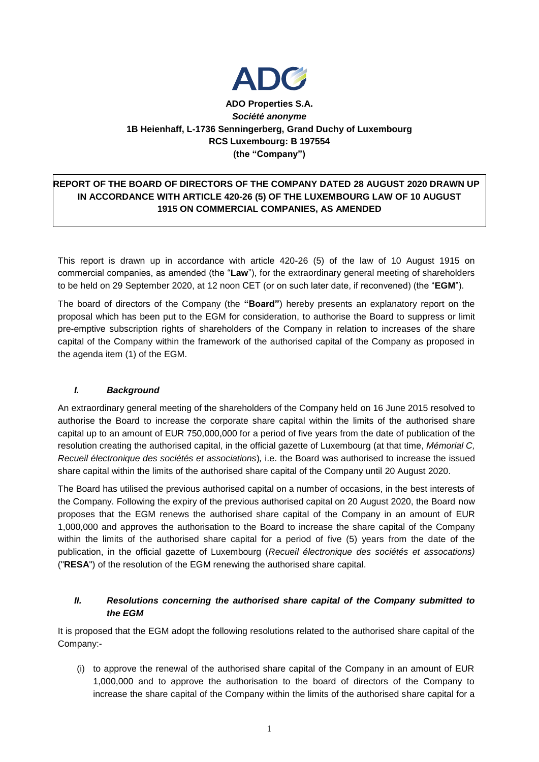**ADO Properties S.A.**
***Société anonyme***
**1B Heienhaff, L-1736 Senningerberg, Grand Duchy of Luxembourg**
**RCS Luxembourg: B 197554**
**(the "Company")**

**REPORT OF THE BOARD OF DIRECTORS OF THE COMPANY DATED 28 AUGUST 2020 DRAWN UP IN ACCORDANCE WITH ARTICLE 420-26 (5) OF THE LUXEMBOURG LAW OF 10 AUGUST 1915 ON COMMERCIAL COMPANIES, AS AMENDED**

This report is drawn up in accordance with article 420-26 (5) of the law of 10 August 1915 on commercial companies, as amended (the "**Law**"), for the extraordinary general meeting of shareholders to be held on 29 September 2020, at 12 noon CET (or on such later date, if reconvened) (the "**EGM**").

The board of directors of the Company (the **"Board"**) hereby presents an explanatory report on the proposal which has been put to the EGM for consideration, to authorise the Board to suppress or limit pre-emptive subscription rights of shareholders of the Company in relation to increases of the share capital of the Company within the framework of the authorised capital of the Company as proposed in the agenda item (1) of the EGM.

### *I. Background*

An extraordinary general meeting of the shareholders of the Company held on 16 June 2015 resolved to authorise the Board to increase the corporate share capital within the limits of the authorised share capital up to an amount of EUR 750,000,000 for a period of five years from the date of publication of the resolution creating the authorised capital, in the official gazette of Luxembourg (at that time, *Mémorial C, Recueil électronique des sociétés et associations*), i.e. the Board was authorised to increase the issued share capital within the limits of the authorised share capital of the Company until 20 August 2020.

The Board has utilised the previous authorised capital on a number of occasions, in the best interests of the Company. Following the expiry of the previous authorised capital on 20 August 2020, the Board now proposes that the EGM renews the authorised share capital of the Company in an amount of EUR 1,000,000 and approves the authorisation to the Board to increase the share capital of the Company within the limits of the authorised share capital for a period of five (5) years from the date of the publication, in the official gazette of Luxembourg (*Recueil électronique des sociétés et assocations)* ("**RESA**") of the resolution of the EGM renewing the authorised share capital.

### *II. Resolutions concerning the authorised share capital of the Company submitted to the EGM*

It is proposed that the EGM adopt the following resolutions related to the authorised share capital of the Company:-

(i) to approve the renewal of the authorised share capital of the Company in an amount of EUR 1,000,000 and to approve the authorisation to the board of directors of the Company to increase the share capital of the Company within the limits of the authorised share capital for a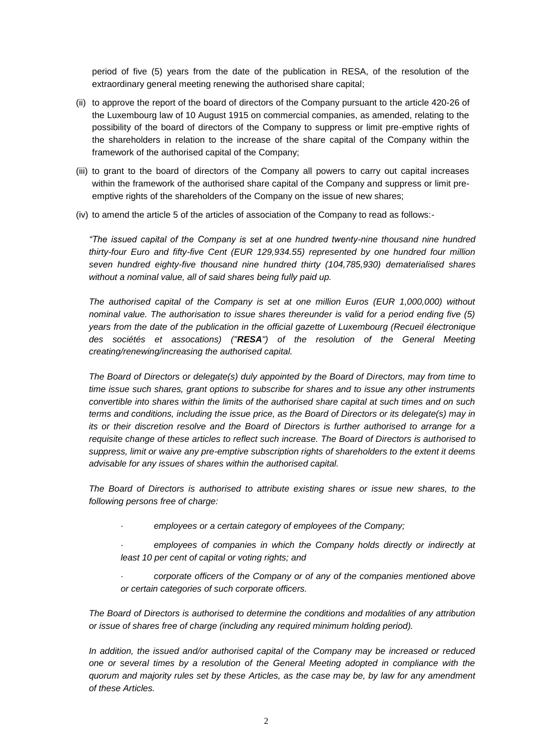period of five (5) years from the date of the publication in RESA, of the resolution of the extraordinary general meeting renewing the authorised share capital;

(ii) to approve the report of the board of directors of the Company pursuant to the article 420-26 of the Luxembourg law of 10 August 1915 on commercial companies, as amended, relating to the possibility of the board of directors of the Company to suppress or limit pre-emptive rights of the shareholders in relation to the increase of the share capital of the Company within the framework of the authorised capital of the Company;

(iii) to grant to the board of directors of the Company all powers to carry out capital increases within the framework of the authorised share capital of the Company and suppress or limit pre-emptive rights of the shareholders of the Company on the issue of new shares;

(iv) to amend the article 5 of the articles of association of the Company to read as follows:-

*"The issued capital of the Company is set at one hundred twenty-nine thousand nine hundred thirty-four Euro and fifty-five Cent (EUR 129,934.55) represented by one hundred four million seven hundred eighty-five thousand nine hundred thirty (104,785,930) dematerialised shares without a nominal value, all of said shares being fully paid up.*

*The authorised capital of the Company is set at one million Euros (EUR 1,000,000) without nominal value. The authorisation to issue shares thereunder is valid for a period ending five (5) years from the date of the publication in the official gazette of Luxembourg (Recueil électronique des sociétés et assocations) ("**RESA**") of the resolution of the General Meeting creating/renewing/increasing the authorised capital.*

*The Board of Directors or delegate(s) duly appointed by the Board of Directors, may from time to time issue such shares, grant options to subscribe for shares and to issue any other instruments convertible into shares within the limits of the authorised share capital at such times and on such terms and conditions, including the issue price, as the Board of Directors or its delegate(s) may in its or their discretion resolve and the Board of Directors is further authorised to arrange for a requisite change of these articles to reflect such increase. The Board of Directors is authorised to suppress, limit or waive any pre-emptive subscription rights of shareholders to the extent it deems advisable for any issues of shares within the authorised capital.*

*The Board of Directors is authorised to attribute existing shares or issue new shares, to the following persons free of charge:*

- *employees or a certain category of employees of the Company;*
- *employees of companies in which the Company holds directly or indirectly at least 10 per cent of capital or voting rights; and*
- *corporate officers of the Company or of any of the companies mentioned above or certain categories of such corporate officers.*

*The Board of Directors is authorised to determine the conditions and modalities of any attribution or issue of shares free of charge (including any required minimum holding period).*

*In addition, the issued and/or authorised capital of the Company may be increased or reduced one or several times by a resolution of the General Meeting adopted in compliance with the quorum and majority rules set by these Articles, as the case may be, by law for any amendment of these Articles.*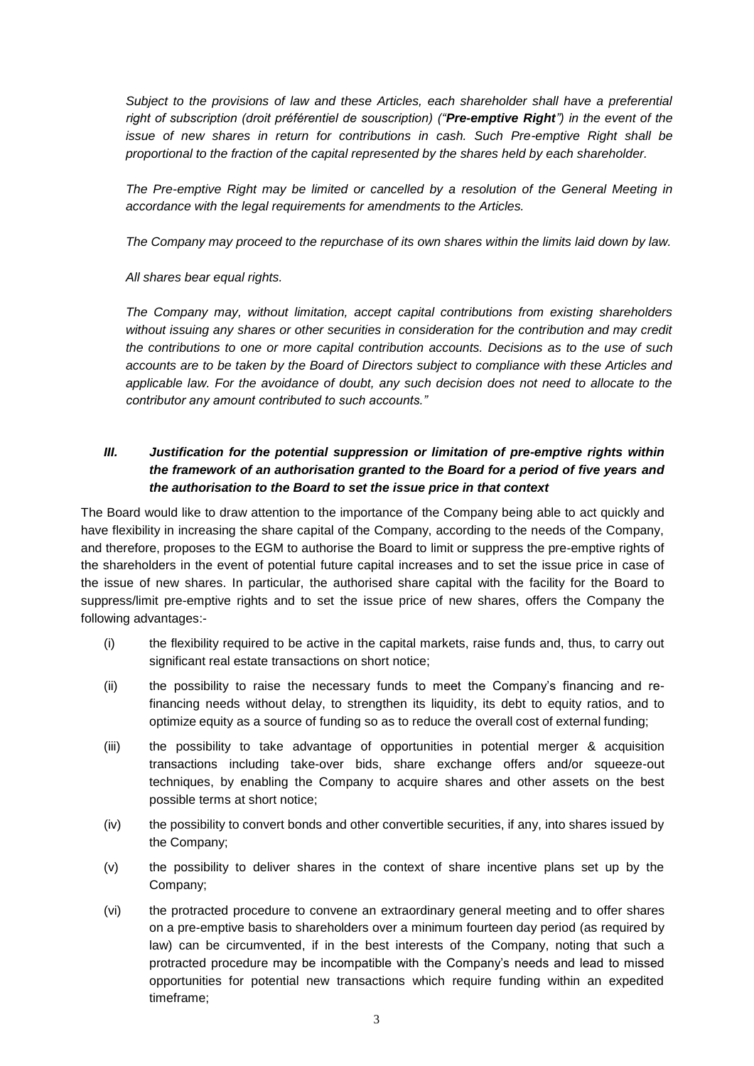*Subject to the provisions of law and these Articles, each shareholder shall have a preferential right of subscription (droit préférentiel de souscription) ("**Pre-emptive Right**") in the event of the issue of new shares in return for contributions in cash. Such Pre-emptive Right shall be proportional to the fraction of the capital represented by the shares held by each shareholder.*

*The Pre-emptive Right may be limited or cancelled by a resolution of the General Meeting in accordance with the legal requirements for amendments to the Articles.*

*The Company may proceed to the repurchase of its own shares within the limits laid down by law.*

*All shares bear equal rights.*

*The Company may, without limitation, accept capital contributions from existing shareholders without issuing any shares or other securities in consideration for the contribution and may credit the contributions to one or more capital contribution accounts. Decisions as to the use of such accounts are to be taken by the Board of Directors subject to compliance with these Articles and applicable law. For the avoidance of doubt, any such decision does not need to allocate to the contributor any amount contributed to such accounts."*

### *III. Justification for the potential suppression or limitation of pre-emptive rights within the framework of an authorisation granted to the Board for a period of five years and the authorisation to the Board to set the issue price in that context*

The Board would like to draw attention to the importance of the Company being able to act quickly and have flexibility in increasing the share capital of the Company, according to the needs of the Company, and therefore, proposes to the EGM to authorise the Board to limit or suppress the pre-emptive rights of the shareholders in the event of potential future capital increases and to set the issue price in case of the issue of new shares. In particular, the authorised share capital with the facility for the Board to suppress/limit pre-emptive rights and to set the issue price of new shares, offers the Company the following advantages:-

(i) the flexibility required to be active in the capital markets, raise funds and, thus, to carry out significant real estate transactions on short notice;

(ii) the possibility to raise the necessary funds to meet the Company's financing and re-financing needs without delay, to strengthen its liquidity, its debt to equity ratios, and to optimize equity as a source of funding so as to reduce the overall cost of external funding;

(iii) the possibility to take advantage of opportunities in potential merger & acquisition transactions including take-over bids, share exchange offers and/or squeeze-out techniques, by enabling the Company to acquire shares and other assets on the best possible terms at short notice;

(iv) the possibility to convert bonds and other convertible securities, if any, into shares issued by the Company;

(v) the possibility to deliver shares in the context of share incentive plans set up by the Company;

(vi) the protracted procedure to convene an extraordinary general meeting and to offer shares on a pre-emptive basis to shareholders over a minimum fourteen day period (as required by law) can be circumvented, if in the best interests of the Company, noting that such a protracted procedure may be incompatible with the Company's needs and lead to missed opportunities for potential new transactions which require funding within an expedited timeframe;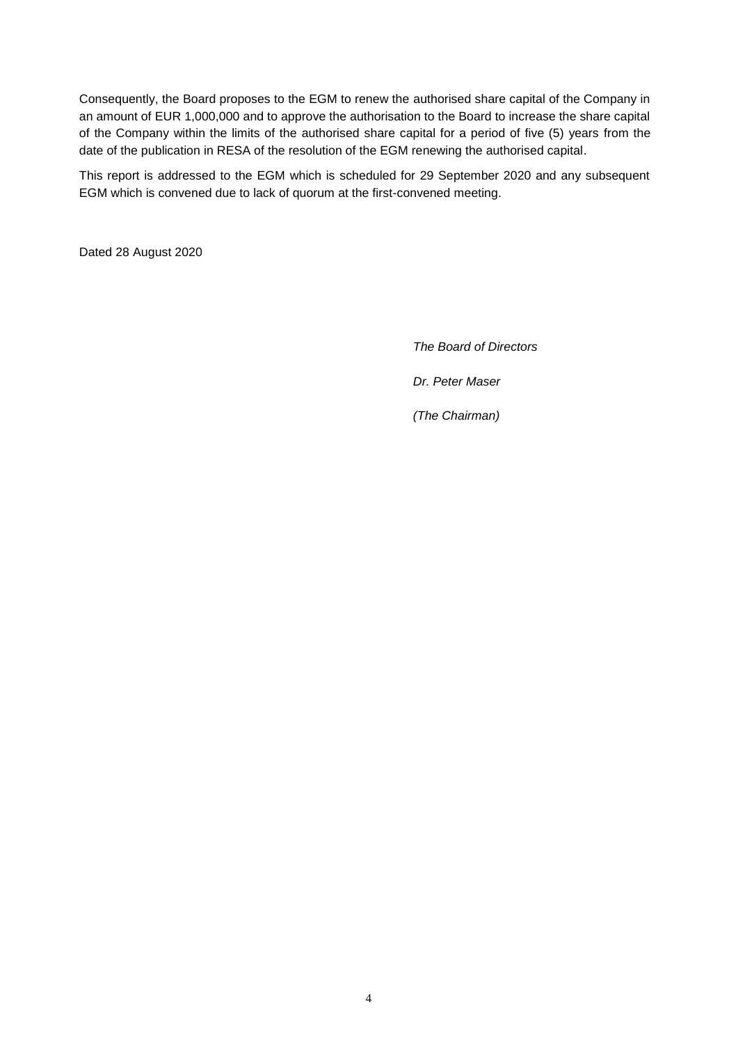Consequently, the Board proposes to the EGM to renew the authorised share capital of the Company in an amount of EUR 1,000,000 and to approve the authorisation to the Board to increase the share capital of the Company within the limits of the authorised share capital for a period of five (5) years from the date of the publication in RESA of the resolution of the EGM renewing the authorised capital.

This report is addressed to the EGM which is scheduled for 29 September 2020 and any subsequent EGM which is convened due to lack of quorum at the first-convened meeting.

Dated 28 August 2020

*The Board of Directors*

*Dr. Peter Maser*

*(The Chairman)*